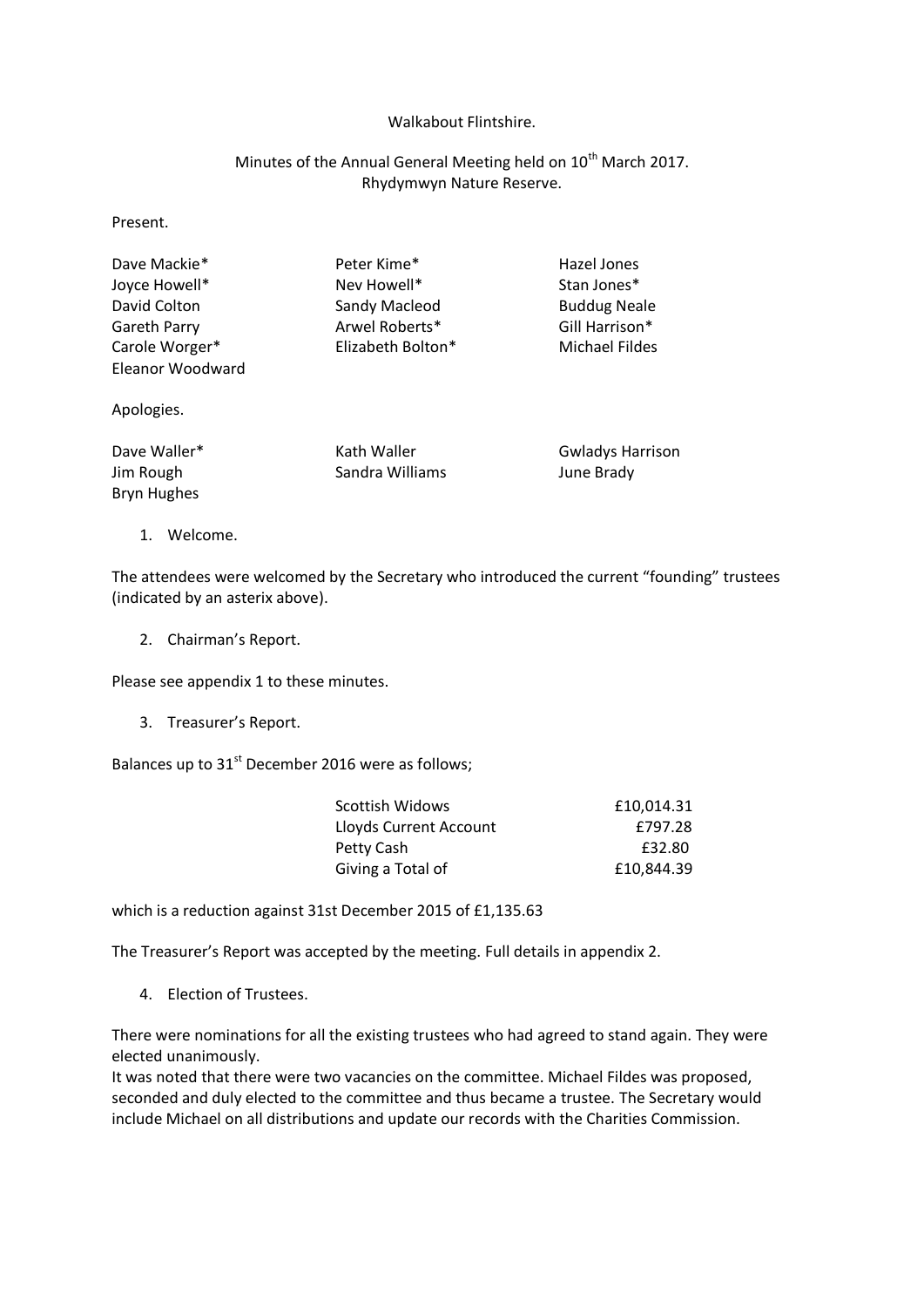Walkabout Flintshire.

Minutes of the Annual General Meeting held on 10th March 2017.
Rhydymwyn Nature Reserve.

Present.

| | | |
|---|---|---|
| Dave Mackie* | Peter Kime* | Hazel Jones |
| Joyce Howell* | Nev Howell* | Stan Jones* |
| David Colton | Sandy Macleod | Buddug Neale |
| Gareth Parry | Arwel Roberts* | Gill Harrison* |
| Carole Worger* | Elizabeth Bolton* | Michael Fildes |
| Eleanor Woodward | | |

Apologies.

| | | |
|---|---|---|
| Dave Waller* | Kath Waller | Gwladys Harrison |
| Jim Rough | Sandra Williams | June Brady |
| Bryn Hughes | | |

1. Welcome.

The attendees were welcomed by the Secretary who introduced the current "founding" trustees (indicated by an asterix above).

2. Chairman's Report.

Please see appendix 1 to these minutes.

3. Treasurer's Report.

Balances up to 31st December 2016 were as follows;

| | |
|---|---|
| Scottish Widows | £10,014.31 |
| Lloyds Current Account | £797.28 |
| Petty Cash | £32.80 |
| Giving a Total of | £10,844.39 |

which is a reduction against 31st December 2015 of £1,135.63

The Treasurer's Report was accepted by the meeting. Full details in appendix 2.

4. Election of Trustees.

There were nominations for all the existing trustees who had agreed to stand again. They were elected unanimously.
It was noted that there were two vacancies on the committee. Michael Fildes was proposed, seconded and duly elected to the committee and thus became a trustee. The Secretary would include Michael on all distributions and update our records with the Charities Commission.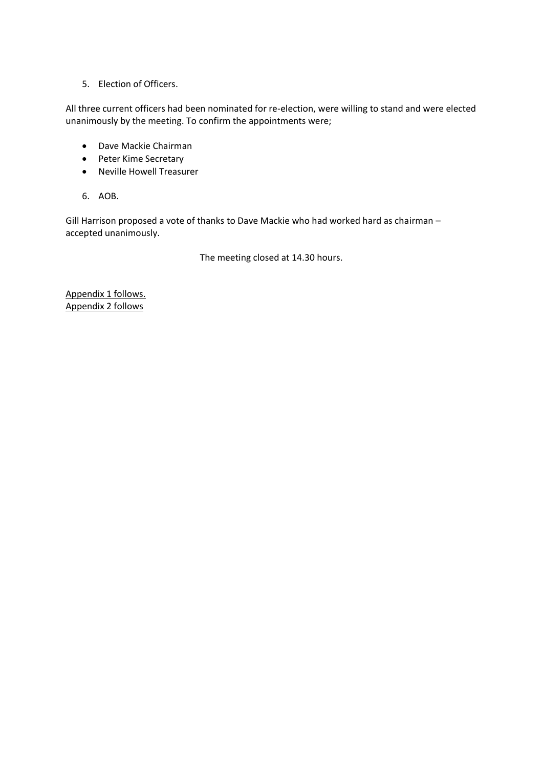5. Election of Officers.

All three current officers had been nominated for re-election, were willing to stand and were elected unanimously by the meeting. To confirm the appointments were;

- Dave Mackie Chairman
- Peter Kime Secretary
- Neville Howell Treasurer

6. AOB.

Gill Harrison proposed a vote of thanks to Dave Mackie who had worked hard as chairman – accepted unanimously.

The meeting closed at 14.30 hours.

Appendix 1 follows.
Appendix 2 follows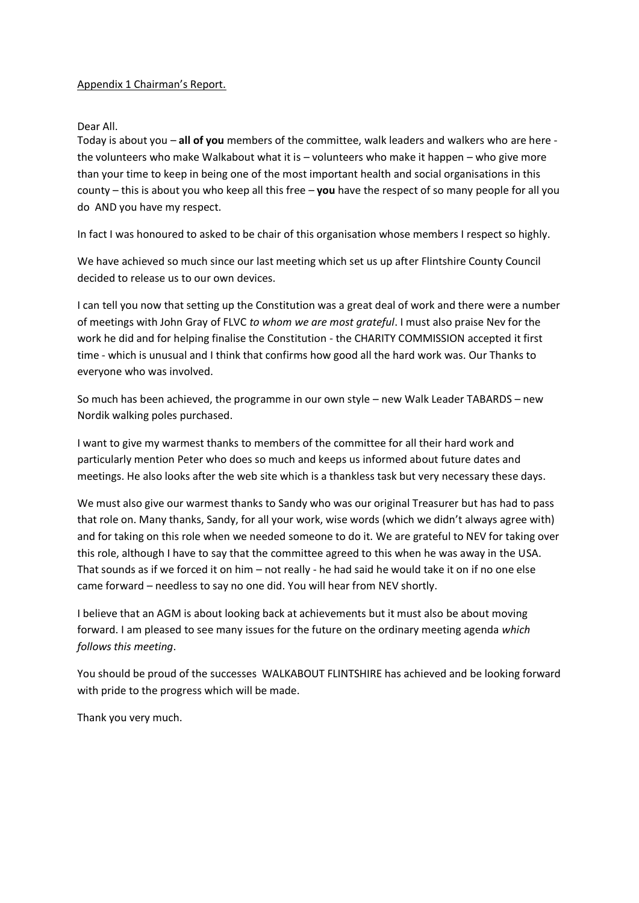Appendix 1 Chairman's Report.

Dear All.

Today is about you – **all of you** members of the committee, walk leaders and walkers who are here - the volunteers who make Walkabout what it is – volunteers who make it happen – who give more than your time to keep in being one of the most important health and social organisations in this county – this is about you who keep all this free – **you** have the respect of so many people for all you do AND you have my respect.

In fact I was honoured to asked to be chair of this organisation whose members I respect so highly.

We have achieved so much since our last meeting which set us up after Flintshire County Council decided to release us to our own devices.

I can tell you now that setting up the Constitution was a great deal of work and there were a number of meetings with John Gray of FLVC *to whom we are most grateful*. I must also praise Nev for the work he did and for helping finalise the Constitution - the CHARITY COMMISSION accepted it first time - which is unusual and I think that confirms how good all the hard work was. Our Thanks to everyone who was involved.

So much has been achieved, the programme in our own style – new Walk Leader TABARDS – new Nordik walking poles purchased.

I want to give my warmest thanks to members of the committee for all their hard work and particularly mention Peter who does so much and keeps us informed about future dates and meetings. He also looks after the web site which is a thankless task but very necessary these days.

We must also give our warmest thanks to Sandy who was our original Treasurer but has had to pass that role on. Many thanks, Sandy, for all your work, wise words (which we didn't always agree with) and for taking on this role when we needed someone to do it. We are grateful to NEV for taking over this role, although I have to say that the committee agreed to this when he was away in the USA. That sounds as if we forced it on him – not really - he had said he would take it on if no one else came forward – needless to say no one did. You will hear from NEV shortly.

I believe that an AGM is about looking back at achievements but it must also be about moving forward. I am pleased to see many issues for the future on the ordinary meeting agenda *which follows this meeting*.

You should be proud of the successes WALKABOUT FLINTSHIRE has achieved and be looking forward with pride to the progress which will be made.

Thank you very much.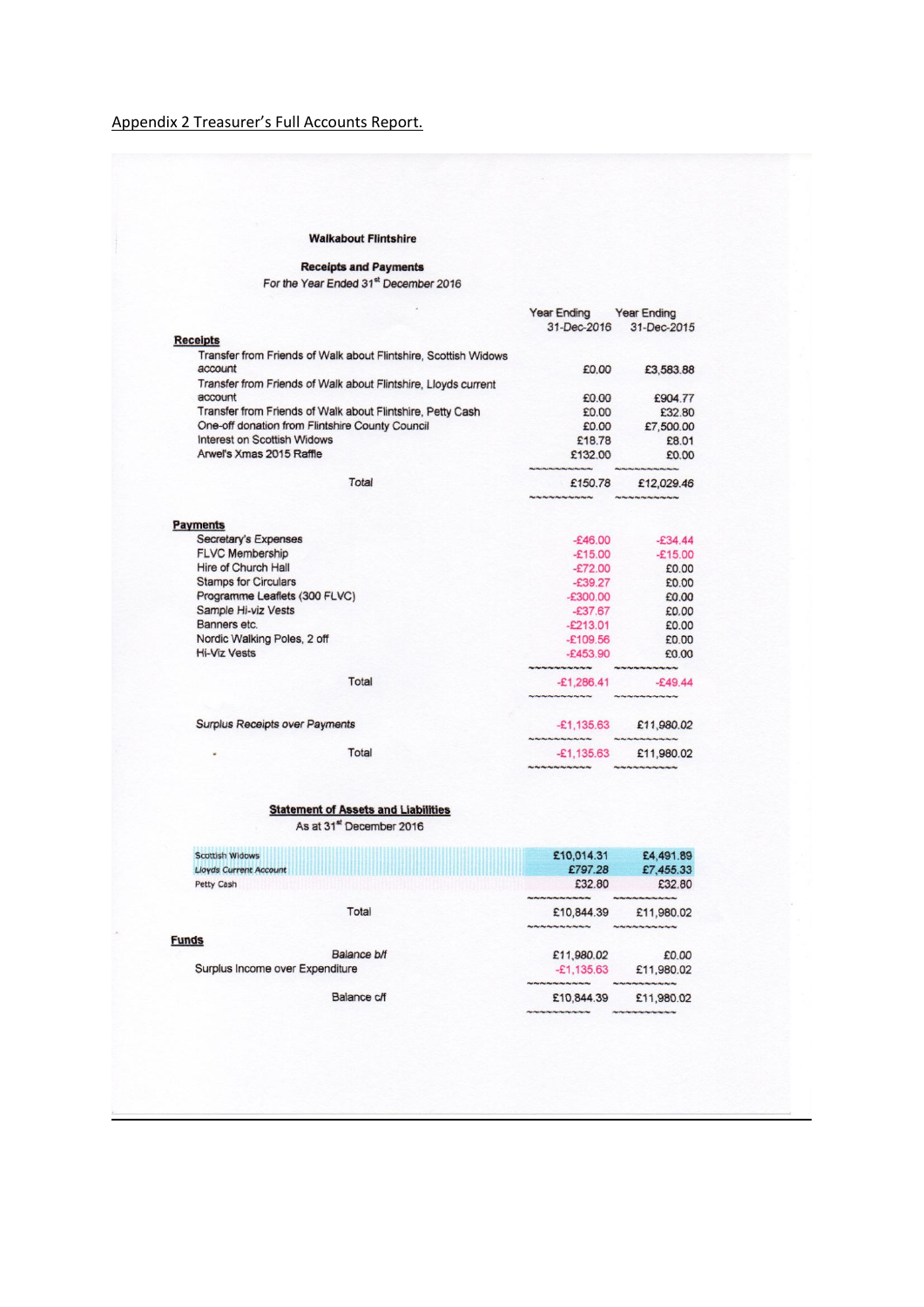Appendix 2 Treasurer's Full Accounts Report.

**Walkabout Flintshire**

**Receipts and Payments**

*For the Year Ended 31st December 2016*

| | Year Ending 31-Dec-2016 | Year Ending 31-Dec-2015 |
|---|---|---|
| **Receipts** | | |
| Transfer from Friends of Walk about Flintshire, Scottish Widows account | £0.00 | £3,583.88 |
| Transfer from Friends of Walk about Flintshire, Lloyds current account | £0.00 | £904.77 |
| Transfer from Friends of Walk about Flintshire, Petty Cash | £0.00 | £32.80 |
| One-off donation from Flintshire County Council | £0.00 | £7,500.00 |
| Interest on Scottish Widows | £18.78 | £8.01 |
| Arwel's Xmas 2015 Raffle | £132.00 | £0.00 |
| Total | £150.78 | £12,029.46 |
| **Payments** | | |
| Secretary's Expenses | -£46.00 | -£34.44 |
| FLVC Membership | -£15.00 | -£15.00 |
| Hire of Church Hall | -£72.00 | £0.00 |
| Stamps for Circulars | -£39.27 | £0.00 |
| Programme Leaflets (300 FLVC) | -£300.00 | £0.00 |
| Sample Hi-viz Vests | -£37.67 | £0.00 |
| Banners etc. | -£213.01 | £0.00 |
| Nordic Walking Poles, 2 off | -£109.56 | £0.00 |
| Hi-Viz Vests | -£453.90 | £0.00 |
| Total | -£1,286.41 | -£49.44 |
| *Surplus Receipts over Payments* | -£1,135.63 | £11,980.02 |
| Total | -£1,135.63 | £11,980.02 |

**Statement of Assets and Liabilities**

As at 31st December 2016

| | | |
|---|---|---|
| Scottish Widows | £10,014.31 | £4,491.89 |
| *Lloyds Current Account* | £797.28 | £7,455.33 |
| Petty Cash | £32.80 | £32.80 |
| Total | £10,844.39 | £11,980.02 |
| **Funds** | | |
| *Balance b/f* | £11,980.02 | £0.00 |
| Surplus Income over Expenditure | -£1,135.63 | £11,980.02 |
| Balance c/f | £10,844.39 | £11,980.02 |